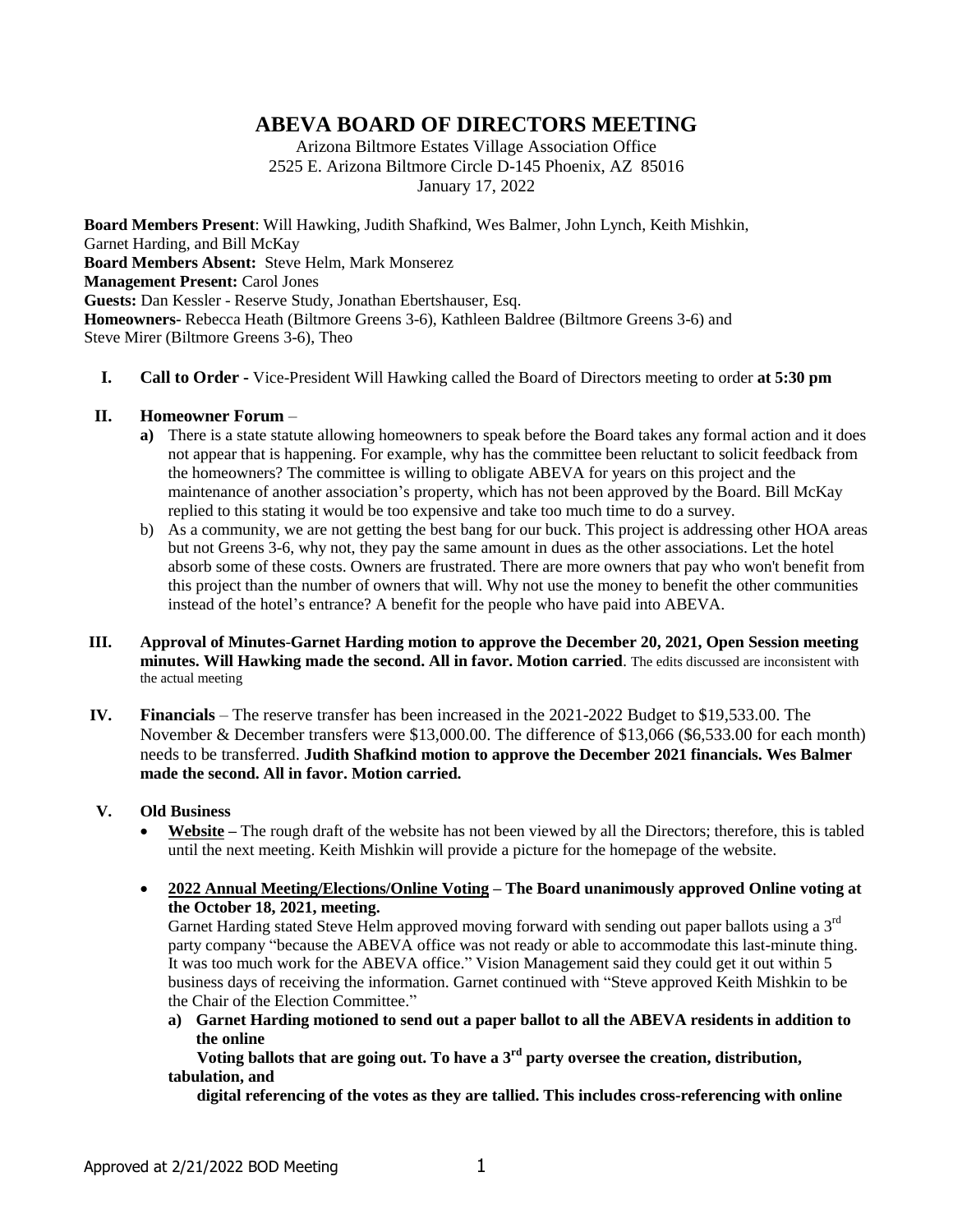# ABEVA BOARD OF DIRECTORS MEETING

Arizona Biltmore Estates Village Association Office
2525 E. Arizona Biltmore Circle D-145 Phoenix, AZ 85016
January 17, 2022

**Board Members Present**: Will Hawking, Judith Shafkind, Wes Balmer, John Lynch, Keith Mishkin, Garnet Harding, and Bill McKay
**Board Members Absent:** Steve Helm, Mark Monserez
**Management Present:** Carol Jones
**Guests:** Dan Kessler - Reserve Study, Jonathan Ebertshauser, Esq.
**Homeowners-** Rebecca Heath (Biltmore Greens 3-6), Kathleen Baldree (Biltmore Greens 3-6) and Steve Mirer (Biltmore Greens 3-6), Theo

**I. Call to Order -** Vice-President Will Hawking called the Board of Directors meeting to order **at 5:30 pm**

**II. Homeowner Forum** –

a) There is a state statute allowing homeowners to speak before the Board takes any formal action and it does not appear that is happening. For example, why has the committee been reluctant to solicit feedback from the homeowners? The committee is willing to obligate ABEVA for years on this project and the maintenance of another association's property, which has not been approved by the Board. Bill McKay replied to this stating it would be too expensive and take too much time to do a survey.

b) As a community, we are not getting the best bang for our buck. This project is addressing other HOA areas but not Greens 3-6, why not, they pay the same amount in dues as the other associations. Let the hotel absorb some of these costs. Owners are frustrated. There are more owners that pay who won't benefit from this project than the number of owners that will. Why not use the money to benefit the other communities instead of the hotel's entrance? A benefit for the people who have paid into ABEVA.

**III. Approval of Minutes-Garnet Harding motion to approve the December 20, 2021, Open Session meeting minutes. Will Hawking made the second. All in favor. Motion carried**. The edits discussed are inconsistent with the actual meeting

**IV. Financials** – The reserve transfer has been increased in the 2021-2022 Budget to $19,533.00. The November & December transfers were $13,000.00. The difference of $13,066 ($6,533.00 for each month) needs to be transferred. **Judith Shafkind motion to approve the December 2021 financials. Wes Balmer made the second. All in favor. Motion carried.**

**V. Old Business**

- **Website –** The rough draft of the website has not been viewed by all the Directors; therefore, this is tabled until the next meeting. Keith Mishkin will provide a picture for the homepage of the website.

- **2022 Annual Meeting/Elections/Online Voting – The Board unanimously approved Online voting at the October 18, 2021, meeting.**
  Garnet Harding stated Steve Helm approved moving forward with sending out paper ballots using a 3rd party company "because the ABEVA office was not ready or able to accommodate this last-minute thing. It was too much work for the ABEVA office." Vision Management said they could get it out within 5 business days of receiving the information. Garnet continued with "Steve approved Keith Mishkin to be the Chair of the Election Committee."

  **a) Garnet Harding motioned to send out a paper ballot to all the ABEVA residents in addition to the online Voting ballots that are going out. To have a 3rd party oversee the creation, distribution, tabulation, and digital referencing of the votes as they are tallied. This includes cross-referencing with online**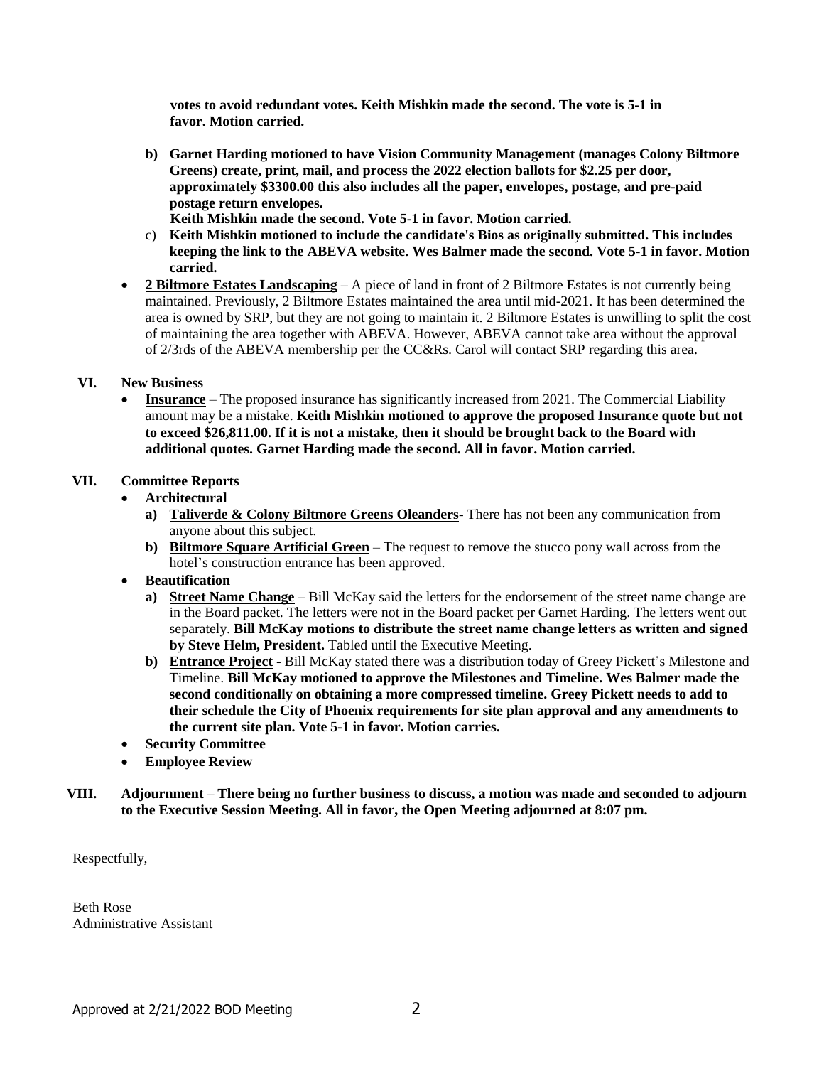**votes to avoid redundant votes. Keith Mishkin made the second. The vote is 5-1 in favor. Motion carried.**

b) **Garnet Harding motioned to have Vision Community Management (manages Colony Biltmore Greens) create, print, mail, and process the 2022 election ballots for $2.25 per door, approximately $3300.00 this also includes all the paper, envelopes, postage, and pre-paid postage return envelopes.**
   **Keith Mishkin made the second. Vote 5-1 in favor. Motion carried.**

c) **Keith Mishkin motioned to include the candidate's Bios as originally submitted. This includes keeping the link to the ABEVA website. Wes Balmer made the second. Vote 5-1 in favor. Motion carried.**

- **2 Biltmore Estates Landscaping** – A piece of land in front of 2 Biltmore Estates is not currently being maintained. Previously, 2 Biltmore Estates maintained the area until mid-2021. It has been determined the area is owned by SRP, but they are not going to maintain it. 2 Biltmore Estates is unwilling to split the cost of maintaining the area together with ABEVA. However, ABEVA cannot take area without the approval of 2/3rds of the ABEVA membership per the CC&Rs. Carol will contact SRP regarding this area.

## VI. New Business

- **Insurance** – The proposed insurance has significantly increased from 2021. The Commercial Liability amount may be a mistake. **Keith Mishkin motioned to approve the proposed Insurance quote but not to exceed $26,811.00. If it is not a mistake, then it should be brought back to the Board with additional quotes. Garnet Harding made the second. All in favor. Motion carried.**

## VII. Committee Reports

- **Architectural**
  a) **Taliverde & Colony Biltmore Greens Oleanders-** There has not been any communication from anyone about this subject.
  b) **Biltmore Square Artificial Green** – The request to remove the stucco pony wall across from the hotel's construction entrance has been approved.
- **Beautification**
  a) **Street Name Change –** Bill McKay said the letters for the endorsement of the street name change are in the Board packet. The letters were not in the Board packet per Garnet Harding. The letters went out separately. **Bill McKay motions to distribute the street name change letters as written and signed by Steve Helm, President.** Tabled until the Executive Meeting.
  b) **Entrance Project** - Bill McKay stated there was a distribution today of Greey Pickett's Milestone and Timeline. **Bill McKay motioned to approve the Milestones and Timeline. Wes Balmer made the second conditionally on obtaining a more compressed timeline. Greey Pickett needs to add to their schedule the City of Phoenix requirements for site plan approval and any amendments to the current site plan. Vote 5-1 in favor. Motion carries.**
- **Security Committee**
- **Employee Review**

## VIII. Adjournment – **There being no further business to discuss, a motion was made and seconded to adjourn to the Executive Session Meeting. All in favor, the Open Meeting adjourned at 8:07 pm.**

Respectfully,

Beth Rose
Administrative Assistant

Approved at 2/21/2022 BOD Meeting